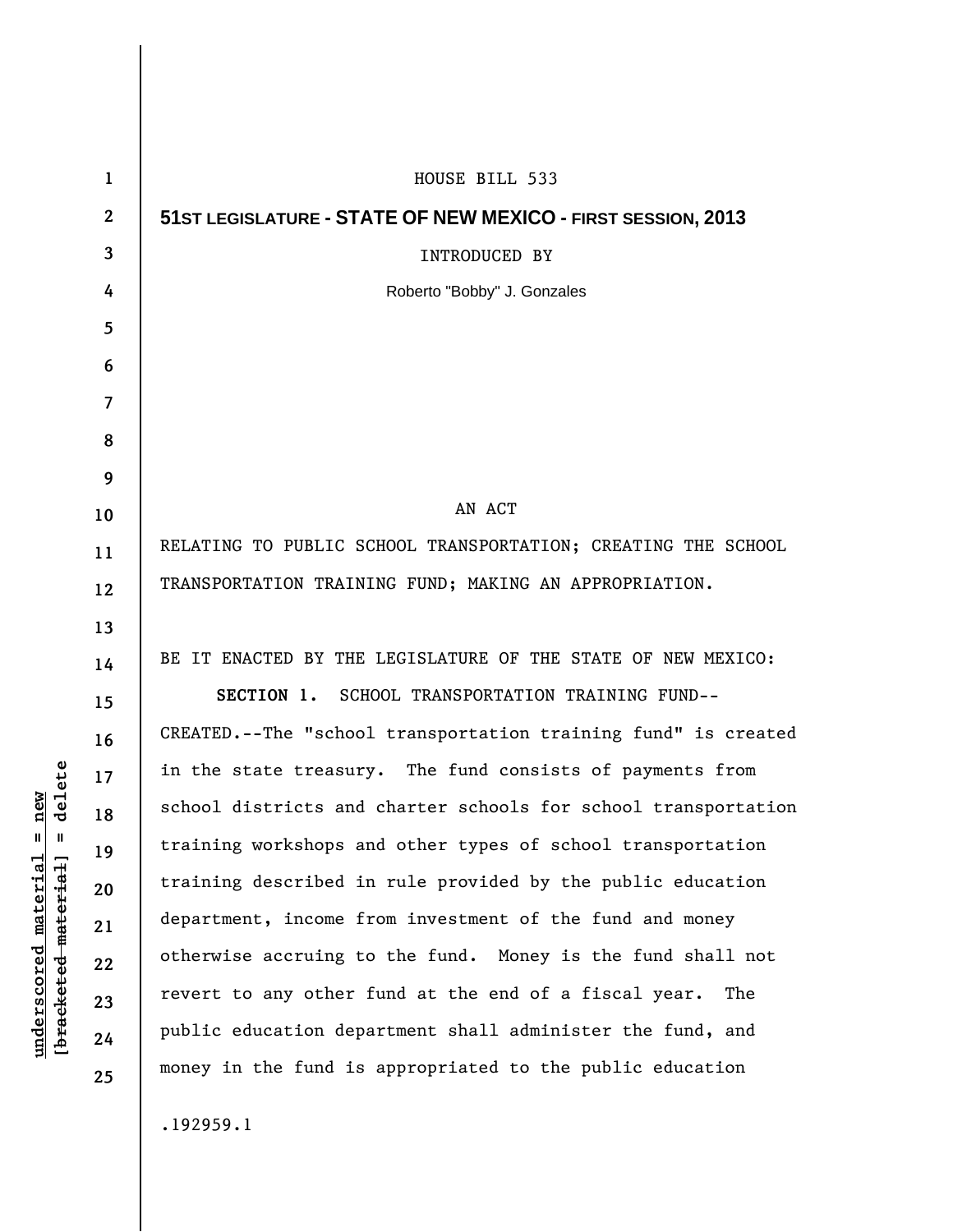HOUSE BILL 533

**51ST LEGISLATURE - STATE OF NEW MEXICO - FIRST SESSION, 2013**

INTRODUCED BY

Roberto "Bobby" J. Gonzales

AN ACT

RELATING TO PUBLIC SCHOOL TRANSPORTATION; CREATING THE SCHOOL TRANSPORTATION TRAINING FUND; MAKING AN APPROPRIATION.

BE IT ENACTED BY THE LEGISLATURE OF THE STATE OF NEW MEXICO:

**SECTION 1.** SCHOOL TRANSPORTATION TRAINING FUND--CREATED.--The "school transportation training fund" is created in the state treasury. The fund consists of payments from school districts and charter schools for school transportation training workshops and other types of school transportation training described in rule provided by the public education department, income from investment of the fund and money otherwise accruing to the fund. Money is the fund shall not revert to any other fund at the end of a fiscal year. The public education department shall administer the fund, and money in the fund is appropriated to the public education

.192959.1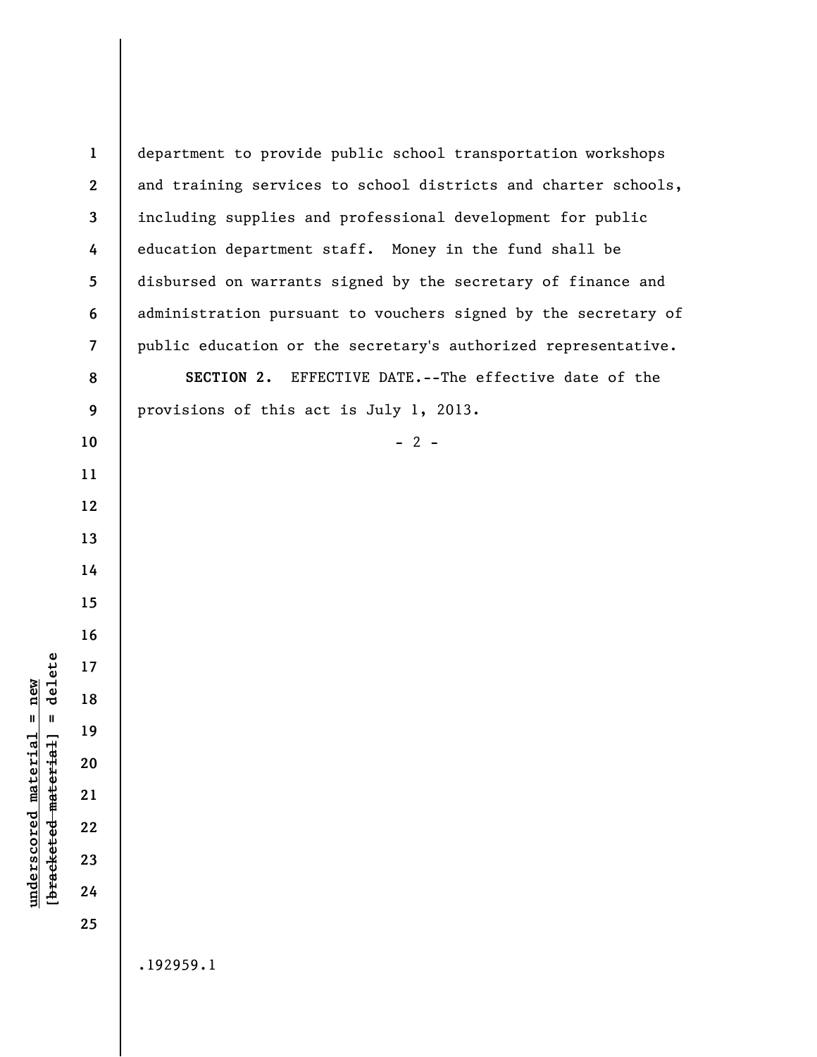department to provide public school transportation workshops and training services to school districts and charter schools, including supplies and professional development for public education department staff. Money in the fund shall be disbursed on warrants signed by the secretary of finance and administration pursuant to vouchers signed by the secretary of public education or the secretary's authorized representative.

**SECTION 2.** EFFECTIVE DATE.--The effective date of the provisions of this act is July 1, 2013.

.192959.1